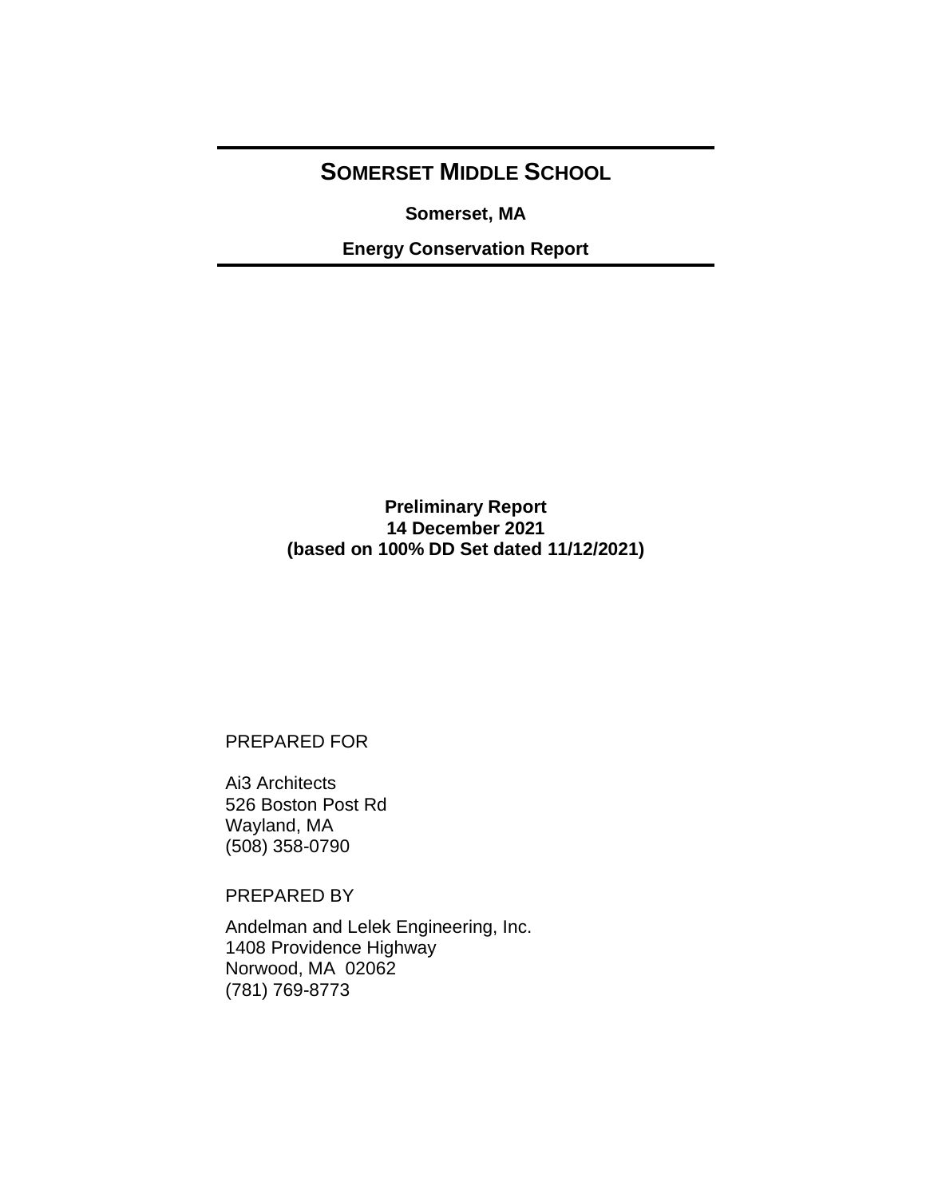# SOMERSET MIDDLE SCHOOL

**Somerset, MA**

**Energy Conservation Report**

**Preliminary Report**
**14 December 2021**
**(based on 100% DD Set dated 11/12/2021)**

PREPARED FOR

Ai3 Architects
526 Boston Post Rd
Wayland, MA
(508) 358-0790

PREPARED BY

Andelman and Lelek Engineering, Inc.
1408 Providence Highway
Norwood, MA 02062
(781) 769-8773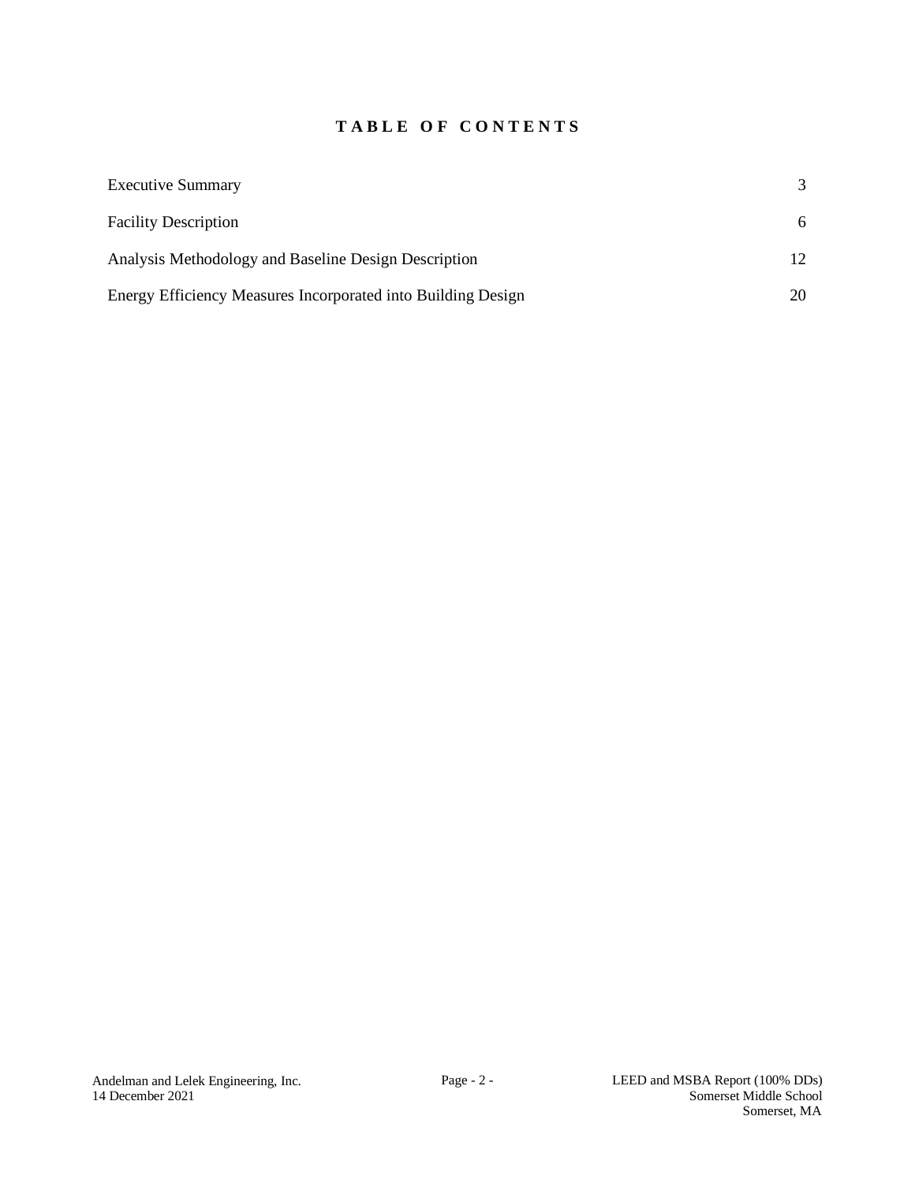# TABLE OF CONTENTS

| | |
|---|---|
| Executive Summary | 3 |
| Facility Description | 6 |
| Analysis Methodology and Baseline Design Description | 12 |
| Energy Efficiency Measures Incorporated into Building Design | 20 |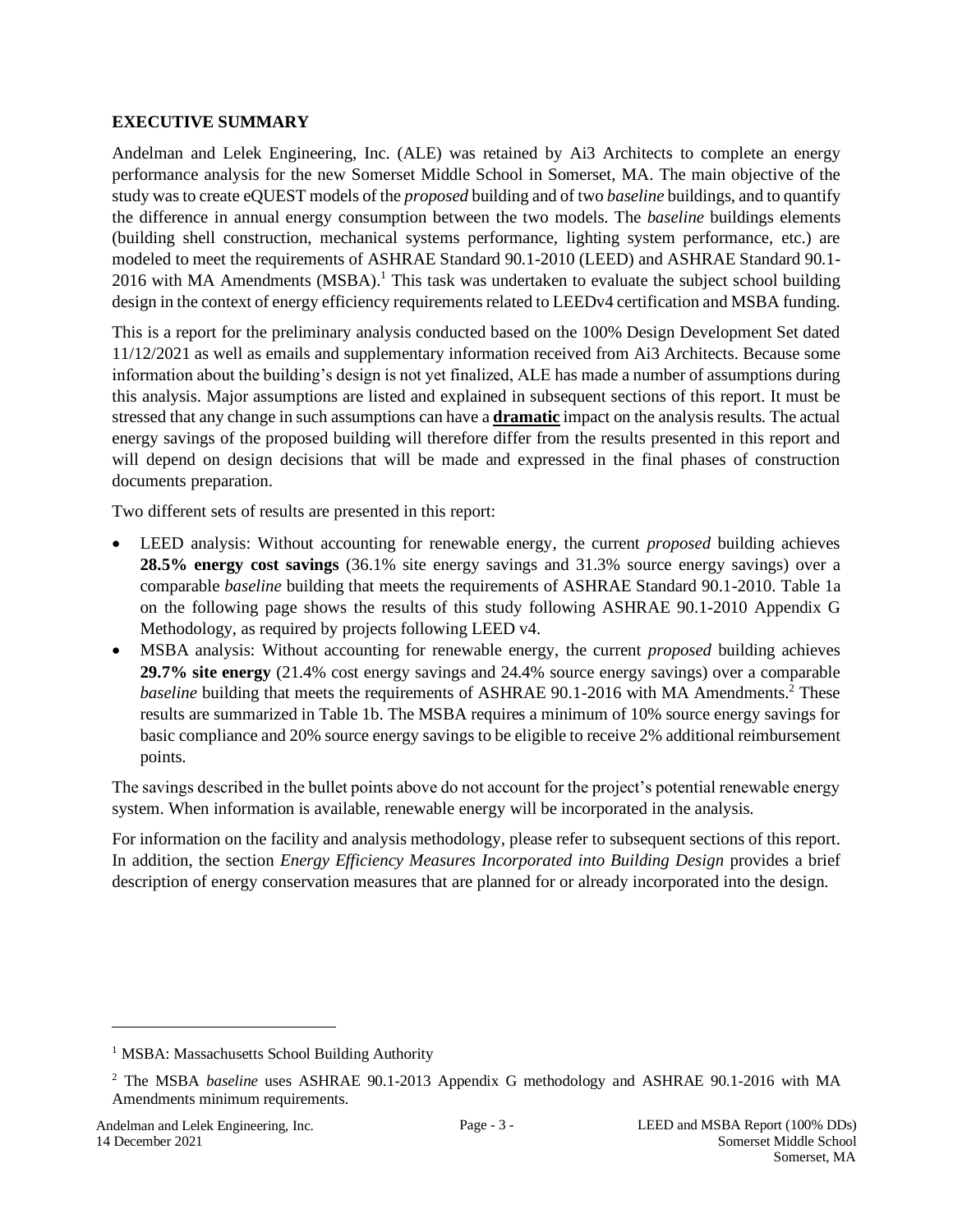## EXECUTIVE SUMMARY

Andelman and Lelek Engineering, Inc. (ALE) was retained by Ai3 Architects to complete an energy performance analysis for the new Somerset Middle School in Somerset, MA. The main objective of the study was to create eQUEST models of the *proposed* building and of two *baseline* buildings, and to quantify the difference in annual energy consumption between the two models. The *baseline* buildings elements (building shell construction, mechanical systems performance, lighting system performance, etc.) are modeled to meet the requirements of ASHRAE Standard 90.1-2010 (LEED) and ASHRAE Standard 90.1-2016 with MA Amendments (MSBA).[1] This task was undertaken to evaluate the subject school building design in the context of energy efficiency requirements related to LEEDv4 certification and MSBA funding.

This is a report for the preliminary analysis conducted based on the 100% Design Development Set dated 11/12/2021 as well as emails and supplementary information received from Ai3 Architects. Because some information about the building's design is not yet finalized, ALE has made a number of assumptions during this analysis. Major assumptions are listed and explained in subsequent sections of this report. It must be stressed that any change in such assumptions can have a **dramatic** impact on the analysis results. The actual energy savings of the proposed building will therefore differ from the results presented in this report and will depend on design decisions that will be made and expressed in the final phases of construction documents preparation.

Two different sets of results are presented in this report:

- LEED analysis: Without accounting for renewable energy, the current *proposed* building achieves **28.5% energy cost savings** (36.1% site energy savings and 31.3% source energy savings) over a comparable *baseline* building that meets the requirements of ASHRAE Standard 90.1-2010. Table 1a on the following page shows the results of this study following ASHRAE 90.1-2010 Appendix G Methodology, as required by projects following LEED v4.
- MSBA analysis: Without accounting for renewable energy, the current *proposed* building achieves **29.7% site energy** (21.4% cost energy savings and 24.4% source energy savings) over a comparable *baseline* building that meets the requirements of ASHRAE 90.1-2016 with MA Amendments.[2] These results are summarized in Table 1b. The MSBA requires a minimum of 10% source energy savings for basic compliance and 20% source energy savings to be eligible to receive 2% additional reimbursement points.

The savings described in the bullet points above do not account for the project's potential renewable energy system. When information is available, renewable energy will be incorporated in the analysis.

For information on the facility and analysis methodology, please refer to subsequent sections of this report. In addition, the section *Energy Efficiency Measures Incorporated into Building Design* provides a brief description of energy conservation measures that are planned for or already incorporated into the design.

---

[1] MSBA: Massachusetts School Building Authority

[2] The MSBA *baseline* uses ASHRAE 90.1-2013 Appendix G methodology and ASHRAE 90.1-2016 with MA Amendments minimum requirements.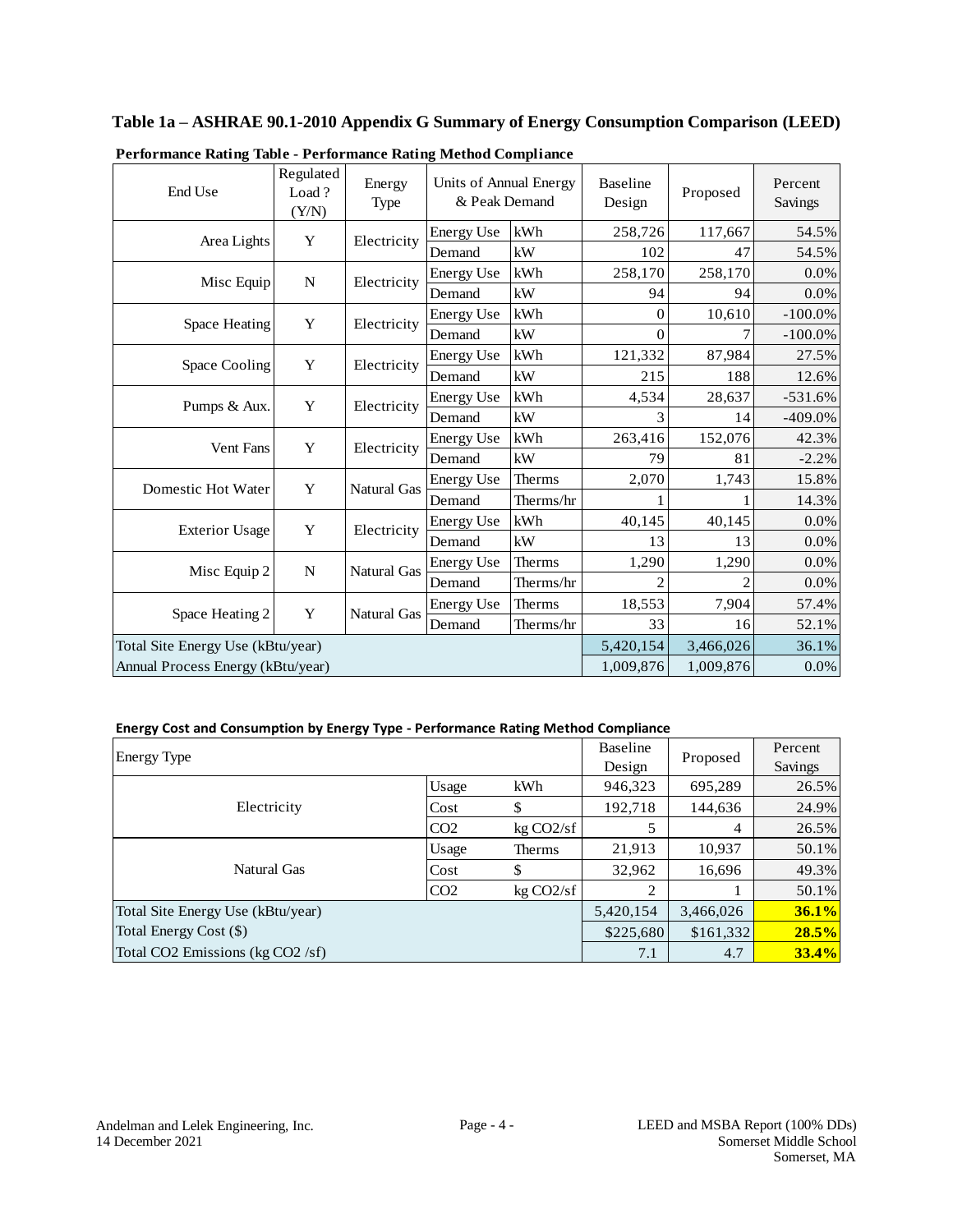# Table 1a – ASHRAE 90.1-2010 Appendix G Summary of Energy Consumption Comparison (LEED)

**Performance Rating Table - Performance Rating Method Compliance**

| End Use | Regulated Load ? (Y/N) | Energy Type | Units of Annual Energy & Peak Demand | | Baseline Design | Proposed | Percent Savings |
|---|---|---|---|---|---|---|---|
| Area Lights | Y | Electricity | Energy Use | kWh | 258,726 | 117,667 | 54.5% |
| | | | Demand | kW | 102 | 47 | 54.5% |
| Misc Equip | N | Electricity | Energy Use | kWh | 258,170 | 258,170 | 0.0% |
| | | | Demand | kW | 94 | 94 | 0.0% |
| Space Heating | Y | Electricity | Energy Use | kWh | 0 | 10,610 | -100.0% |
| | | | Demand | kW | 0 | 7 | -100.0% |
| Space Cooling | Y | Electricity | Energy Use | kWh | 121,332 | 87,984 | 27.5% |
| | | | Demand | kW | 215 | 188 | 12.6% |
| Pumps & Aux. | Y | Electricity | Energy Use | kWh | 4,534 | 28,637 | -531.6% |
| | | | Demand | kW | 3 | 14 | -409.0% |
| Vent Fans | Y | Electricity | Energy Use | kWh | 263,416 | 152,076 | 42.3% |
| | | | Demand | kW | 79 | 81 | -2.2% |
| Domestic Hot Water | Y | Natural Gas | Energy Use | Therms | 2,070 | 1,743 | 15.8% |
| | | | Demand | Therms/hr | 1 | 1 | 14.3% |
| Exterior Usage | Y | Electricity | Energy Use | kWh | 40,145 | 40,145 | 0.0% |
| | | | Demand | kW | 13 | 13 | 0.0% |
| Misc Equip 2 | N | Natural Gas | Energy Use | Therms | 1,290 | 1,290 | 0.0% |
| | | | Demand | Therms/hr | 2 | 2 | 0.0% |
| Space Heating 2 | Y | Natural Gas | Energy Use | Therms | 18,553 | 7,904 | 57.4% |
| | | | Demand | Therms/hr | 33 | 16 | 52.1% |
| Total Site Energy Use (kBtu/year) | | | | | 5,420,154 | 3,466,026 | 36.1% |
| Annual Process Energy (kBtu/year) | | | | | 1,009,876 | 1,009,876 | 0.0% |

**Energy Cost and Consumption by Energy Type - Performance Rating Method Compliance**

| Energy Type | | | Baseline Design | Proposed | Percent Savings |
|---|---|---|---|---|---|
| Electricity | Usage | kWh | 946,323 | 695,289 | 26.5% |
| | Cost | $ | 192,718 | 144,636 | 24.9% |
| | $CO_2$ | kg $CO_2$/sf | 5 | 4 | 26.5% |
| Natural Gas | Usage | Therms | 21,913 | 10,937 | 50.1% |
| | Cost | $ | 32,962 | 16,696 | 49.3% |
| | $CO_2$ | kg $CO_2$/sf | 2 | 1 | 50.1% |
| Total Site Energy Use (kBtu/year) | | | 5,420,154 | 3,466,026 | **36.1%** |
| Total Energy Cost ($) | | | $225,680 | $161,332 | **28.5%** |
| Total $CO_2$ Emissions (kg $CO_2$ /sf) | | | 7.1 | 4.7 | **33.4%** |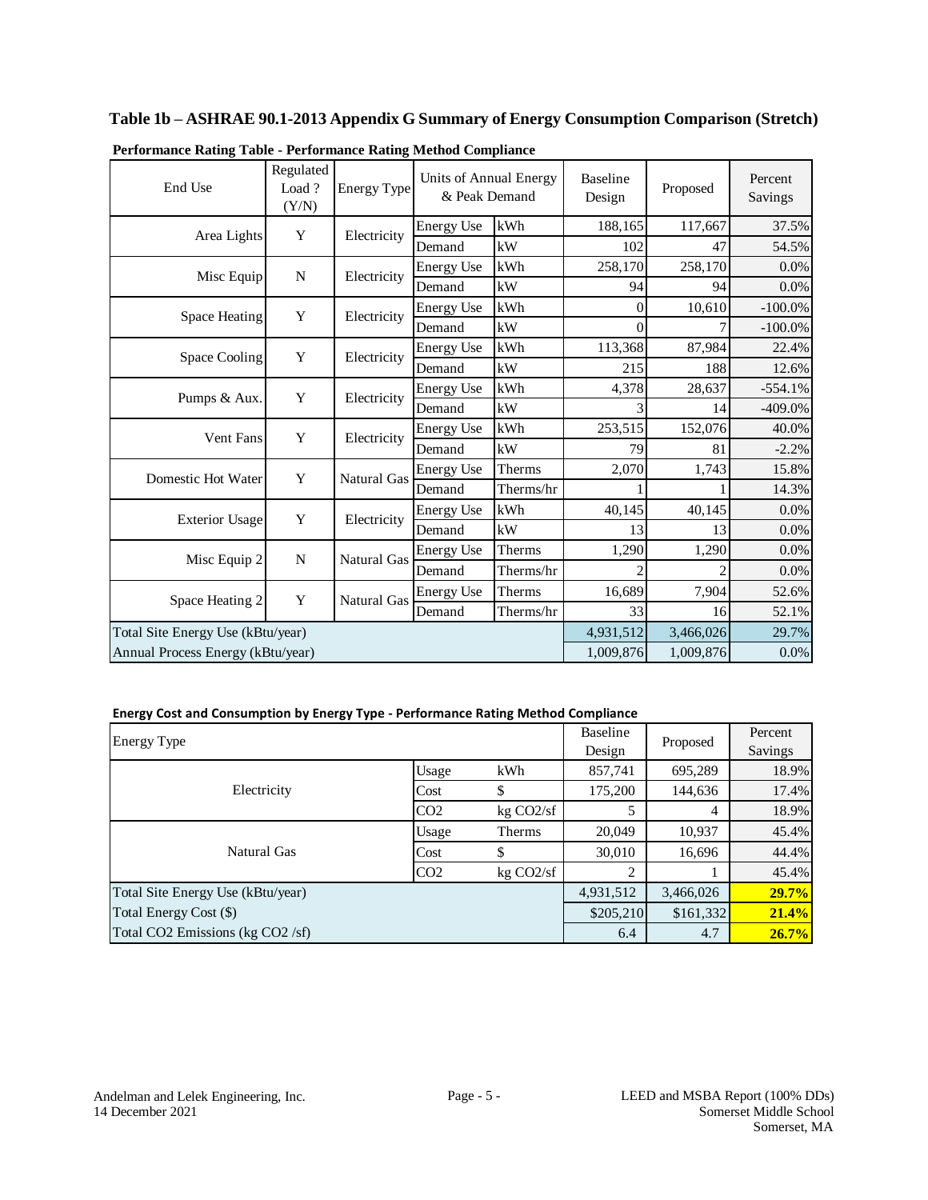### Table 1b – ASHRAE 90.1-2013 Appendix G Summary of Energy Consumption Comparison (Stretch)

**Performance Rating Table - Performance Rating Method Compliance**

| End Use | Regulated Load ? (Y/N) | Energy Type | Units of Annual Energy & Peak Demand | | Baseline Design | Proposed | Percent Savings |
|---|---|---|---|---|---|---|---|
| Area Lights | Y | Electricity | Energy Use | kWh | 188,165 | 117,667 | 37.5% |
| | | | Demand | kW | 102 | 47 | 54.5% |
| Misc Equip | N | Electricity | Energy Use | kWh | 258,170 | 258,170 | 0.0% |
| | | | Demand | kW | 94 | 94 | 0.0% |
| Space Heating | Y | Electricity | Energy Use | kWh | 0 | 10,610 | -100.0% |
| | | | Demand | kW | 0 | 7 | -100.0% |
| Space Cooling | Y | Electricity | Energy Use | kWh | 113,368 | 87,984 | 22.4% |
| | | | Demand | kW | 215 | 188 | 12.6% |
| Pumps & Aux. | Y | Electricity | Energy Use | kWh | 4,378 | 28,637 | -554.1% |
| | | | Demand | kW | 3 | 14 | -409.0% |
| Vent Fans | Y | Electricity | Energy Use | kWh | 253,515 | 152,076 | 40.0% |
| | | | Demand | kW | 79 | 81 | -2.2% |
| Domestic Hot Water | Y | Natural Gas | Energy Use | Therms | 2,070 | 1,743 | 15.8% |
| | | | Demand | Therms/hr | 1 | 1 | 14.3% |
| Exterior Usage | Y | Electricity | Energy Use | kWh | 40,145 | 40,145 | 0.0% |
| | | | Demand | kW | 13 | 13 | 0.0% |
| Misc Equip 2 | N | Natural Gas | Energy Use | Therms | 1,290 | 1,290 | 0.0% |
| | | | Demand | Therms/hr | 2 | 2 | 0.0% |
| Space Heating 2 | Y | Natural Gas | Energy Use | Therms | 16,689 | 7,904 | 52.6% |
| | | | Demand | Therms/hr | 33 | 16 | 52.1% |
| Total Site Energy Use (kBtu/year) | | | | | 4,931,512 | 3,466,026 | 29.7% |
| Annual Process Energy (kBtu/year) | | | | | 1,009,876 | 1,009,876 | 0.0% |

**Energy Cost and Consumption by Energy Type - Performance Rating Method Compliance**

| Energy Type | | | Baseline Design | Proposed | Percent Savings |
|---|---|---|---|---|---|
| Electricity | Usage | kWh | 857,741 | 695,289 | 18.9% |
| | Cost | $ | 175,200 | 144,636 | 17.4% |
| | $CO_2$ | kg $CO_2$/sf | 5 | 4 | 18.9% |
| Natural Gas | Usage | Therms | 20,049 | 10,937 | 45.4% |
| | Cost | $ | 30,010 | 16,696 | 44.4% |
| | $CO_2$ | kg $CO_2$/sf | 2 | 1 | 45.4% |
| Total Site Energy Use (kBtu/year) | | | 4,931,512 | 3,466,026 | **29.7%** |
| Total Energy Cost ($) | | | $205,210 | $161,332 | **21.4%** |
| Total $CO_2$ Emissions (kg $CO_2$ /sf) | | | 6.4 | 4.7 | **26.7%** |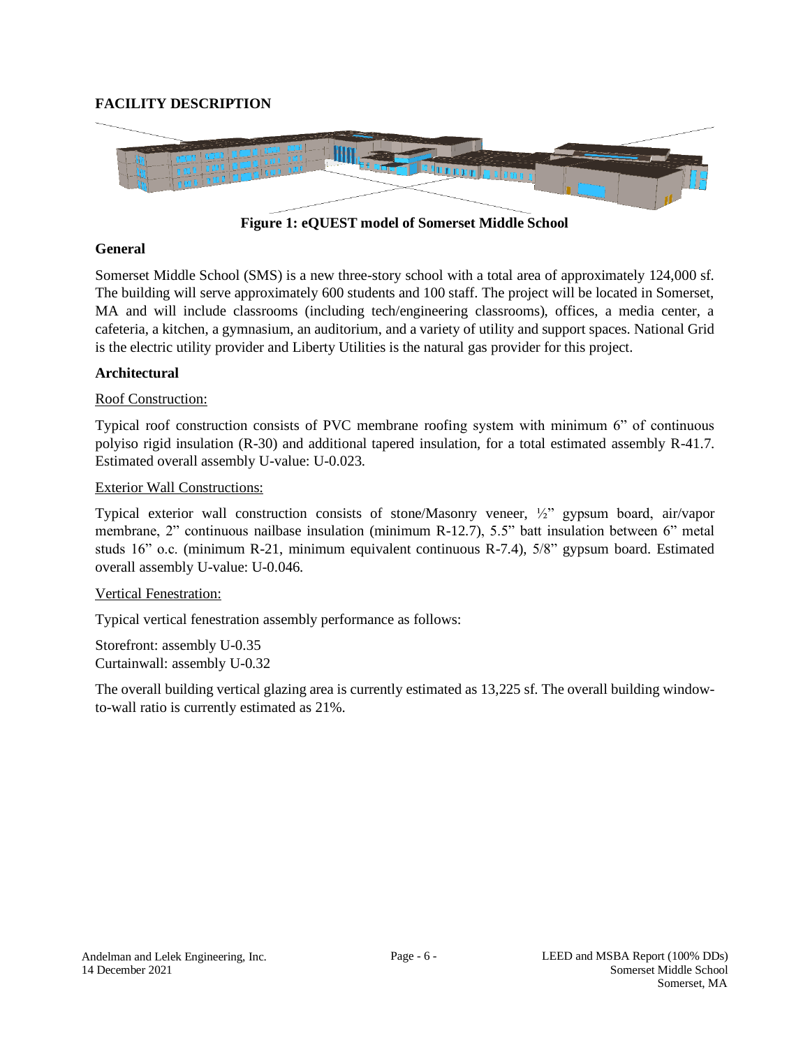## FACILITY DESCRIPTION

**Figure 1: eQUEST model of Somerset Middle School**

### General

Somerset Middle School (SMS) is a new three-story school with a total area of approximately 124,000 sf. The building will serve approximately 600 students and 100 staff. The project will be located in Somerset, MA and will include classrooms (including tech/engineering classrooms), offices, a media center, a cafeteria, a kitchen, a gymnasium, an auditorium, and a variety of utility and support spaces. National Grid is the electric utility provider and Liberty Utilities is the natural gas provider for this project.

### Architectural

Roof Construction:

Typical roof construction consists of PVC membrane roofing system with minimum 6" of continuous polyiso rigid insulation (R-30) and additional tapered insulation, for a total estimated assembly R-41.7. Estimated overall assembly U-value: U-0.023.

Exterior Wall Constructions:

Typical exterior wall construction consists of stone/Masonry veneer, ½" gypsum board, air/vapor membrane, 2" continuous nailbase insulation (minimum R-12.7), 5.5" batt insulation between 6" metal studs 16" o.c. (minimum R-21, minimum equivalent continuous R-7.4), 5/8" gypsum board. Estimated overall assembly U-value: U-0.046.

Vertical Fenestration:

Typical vertical fenestration assembly performance as follows:

Storefront: assembly U-0.35
Curtainwall: assembly U-0.32

The overall building vertical glazing area is currently estimated as 13,225 sf. The overall building window-to-wall ratio is currently estimated as 21%.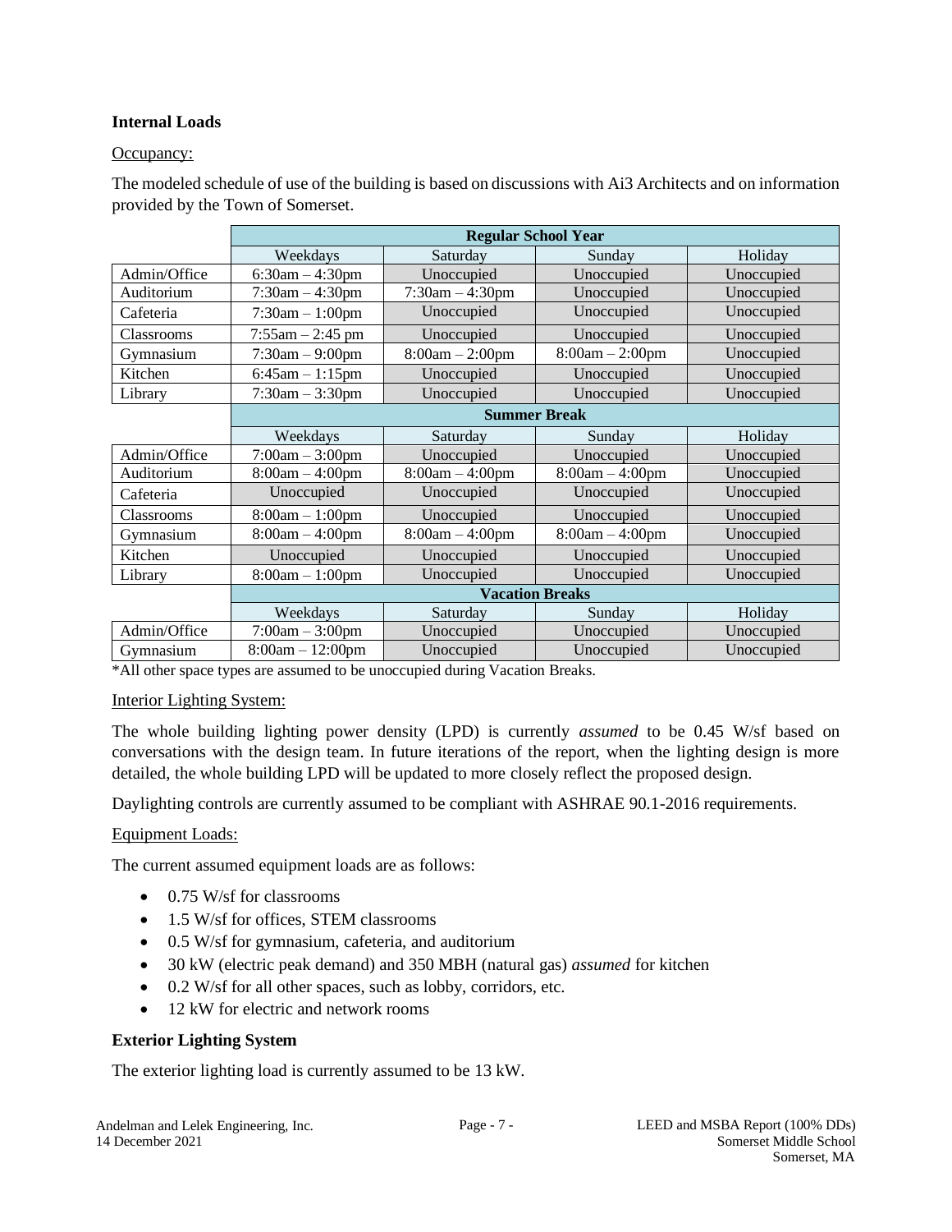### Internal Loads

Occupancy:

The modeled schedule of use of the building is based on discussions with Ai3 Architects and on information provided by the Town of Somerset.

| | Regular School Year | | | |
|---|---|---|---|---|
| | Weekdays | Saturday | Sunday | Holiday |
| Admin/Office | 6:30am – 4:30pm | Unoccupied | Unoccupied | Unoccupied |
| Auditorium | 7:30am – 4:30pm | 7:30am – 4:30pm | Unoccupied | Unoccupied |
| Cafeteria | 7:30am – 1:00pm | Unoccupied | Unoccupied | Unoccupied |
| Classrooms | 7:55am – 2:45 pm | Unoccupied | Unoccupied | Unoccupied |
| Gymnasium | 7:30am – 9:00pm | 8:00am – 2:00pm | 8:00am – 2:00pm | Unoccupied |
| Kitchen | 6:45am – 1:15pm | Unoccupied | Unoccupied | Unoccupied |
| Library | 7:30am – 3:30pm | Unoccupied | Unoccupied | Unoccupied |
| | **Summer Break** | | | |
| | Weekdays | Saturday | Sunday | Holiday |
| Admin/Office | 7:00am – 3:00pm | Unoccupied | Unoccupied | Unoccupied |
| Auditorium | 8:00am – 4:00pm | 8:00am – 4:00pm | 8:00am – 4:00pm | Unoccupied |
| Cafeteria | Unoccupied | Unoccupied | Unoccupied | Unoccupied |
| Classrooms | 8:00am – 1:00pm | Unoccupied | Unoccupied | Unoccupied |
| Gymnasium | 8:00am – 4:00pm | 8:00am – 4:00pm | 8:00am – 4:00pm | Unoccupied |
| Kitchen | Unoccupied | Unoccupied | Unoccupied | Unoccupied |
| Library | 8:00am – 1:00pm | Unoccupied | Unoccupied | Unoccupied |
| | **Vacation Breaks** | | | |
| | Weekdays | Saturday | Sunday | Holiday |
| Admin/Office | 7:00am – 3:00pm | Unoccupied | Unoccupied | Unoccupied |
| Gymnasium | 8:00am – 12:00pm | Unoccupied | Unoccupied | Unoccupied |

*All other space types are assumed to be unoccupied during Vacation Breaks.

Interior Lighting System:

The whole building lighting power density (LPD) is currently *assumed* to be 0.45 W/sf based on conversations with the design team. In future iterations of the report, when the lighting design is more detailed, the whole building LPD will be updated to more closely reflect the proposed design.

Daylighting controls are currently assumed to be compliant with ASHRAE 90.1-2016 requirements.

Equipment Loads:

The current assumed equipment loads are as follows:

- 0.75 W/sf for classrooms
- 1.5 W/sf for offices, STEM classrooms
- 0.5 W/sf for gymnasium, cafeteria, and auditorium
- 30 kW (electric peak demand) and 350 MBH (natural gas) *assumed* for kitchen
- 0.2 W/sf for all other spaces, such as lobby, corridors, etc.
- 12 kW for electric and network rooms

### Exterior Lighting System

The exterior lighting load is currently assumed to be 13 kW.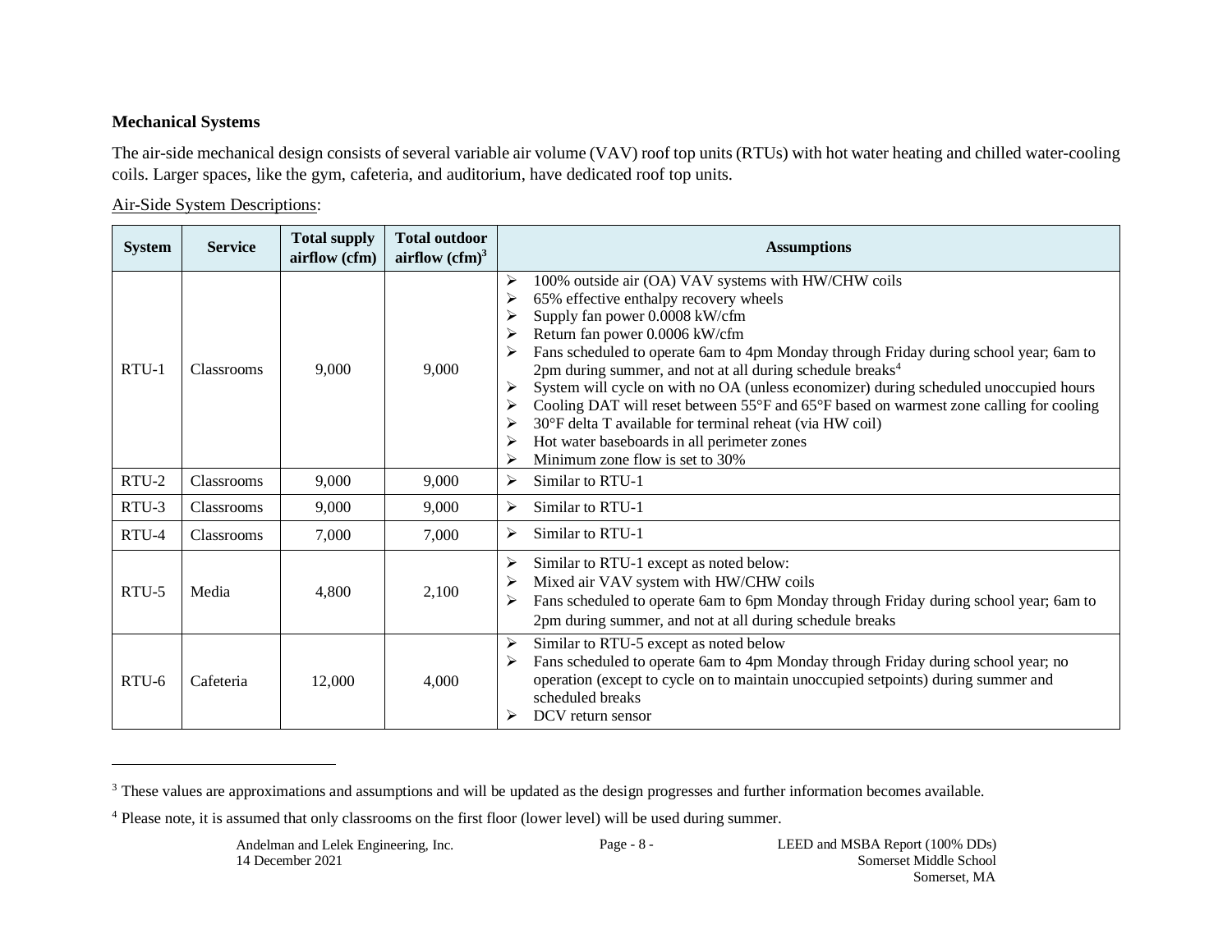**Mechanical Systems**

The air-side mechanical design consists of several variable air volume (VAV) roof top units (RTUs) with hot water heating and chilled water-cooling coils. Larger spaces, like the gym, cafeteria, and auditorium, have dedicated roof top units.

Air-Side System Descriptions:

| System | Service | Total supply airflow (cfm) | Total outdoor airflow (cfm)[3] | Assumptions |
|---|---|---|---|---|
| RTU-1 | Classrooms | 9,000 | 9,000 | ➢ 100% outside air (OA) VAV systems with HW/CHW coils<br>➢ 65% effective enthalpy recovery wheels<br>➢ Supply fan power 0.0008 kW/cfm<br>➢ Return fan power 0.0006 kW/cfm<br>➢ Fans scheduled to operate 6am to 4pm Monday through Friday during school year; 6am to 2pm during summer, and not at all during schedule breaks[4]<br>➢ System will cycle on with no OA (unless economizer) during scheduled unoccupied hours<br>➢ Cooling DAT will reset between 55°F and 65°F based on warmest zone calling for cooling<br>➢ 30°F delta T available for terminal reheat (via HW coil)<br>➢ Hot water baseboards in all perimeter zones<br>➢ Minimum zone flow is set to 30% |
| RTU-2 | Classrooms | 9,000 | 9,000 | ➢ Similar to RTU-1 |
| RTU-3 | Classrooms | 9,000 | 9,000 | ➢ Similar to RTU-1 |
| RTU-4 | Classrooms | 7,000 | 7,000 | ➢ Similar to RTU-1 |
| RTU-5 | Media | 4,800 | 2,100 | ➢ Similar to RTU-1 except as noted below:<br>➢ Mixed air VAV system with HW/CHW coils<br>➢ Fans scheduled to operate 6am to 6pm Monday through Friday during school year; 6am to 2pm during summer, and not at all during schedule breaks |
| RTU-6 | Cafeteria | 12,000 | 4,000 | ➢ Similar to RTU-5 except as noted below<br>➢ Fans scheduled to operate 6am to 4pm Monday through Friday during school year; no operation (except to cycle on to maintain unoccupied setpoints) during summer and scheduled breaks<br>➢ DCV return sensor |

[3] These values are approximations and assumptions and will be updated as the design progresses and further information becomes available.

[4] Please note, it is assumed that only classrooms on the first floor (lower level) will be used during summer.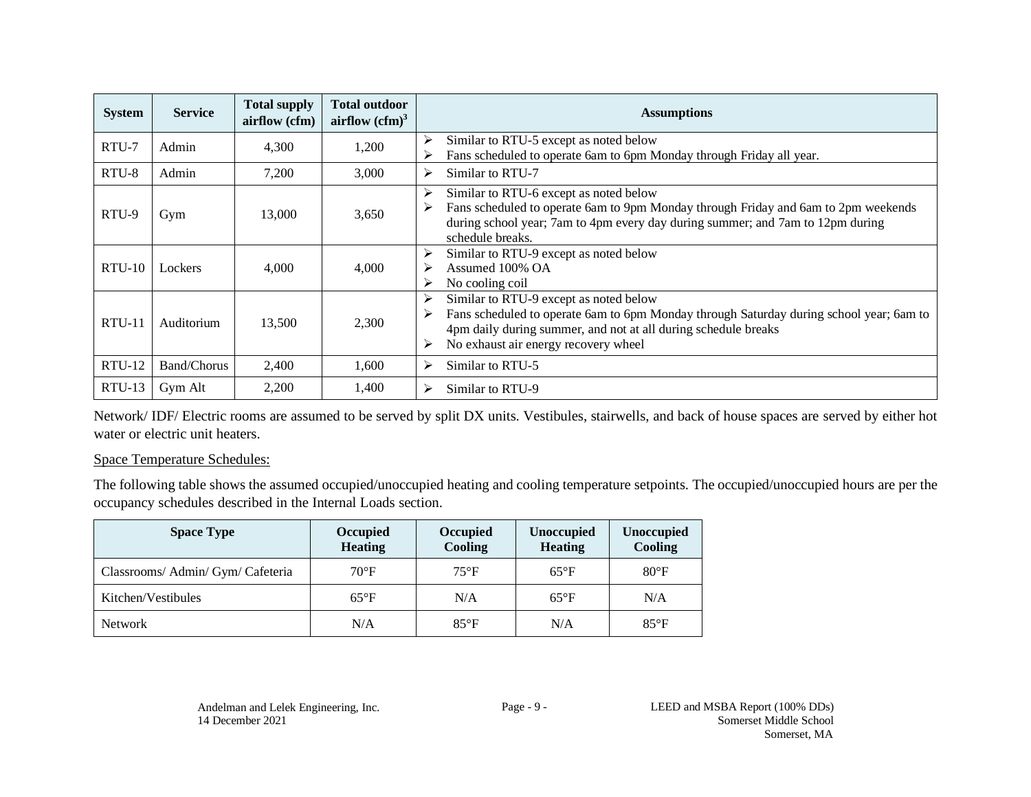| System | Service | Total supply airflow (cfm) | Total outdoor airflow (cfm)[3] | Assumptions |
|---|---|---|---|---|
| RTU-7 | Admin | 4,300 | 1,200 | ➢ Similar to RTU-5 except as noted below<br>➢ Fans scheduled to operate 6am to 6pm Monday through Friday all year. |
| RTU-8 | Admin | 7,200 | 3,000 | ➢ Similar to RTU-7 |
| RTU-9 | Gym | 13,000 | 3,650 | ➢ Similar to RTU-6 except as noted below<br>➢ Fans scheduled to operate 6am to 9pm Monday through Friday and 6am to 2pm weekends during school year; 7am to 4pm every day during summer; and 7am to 12pm during schedule breaks. |
| RTU-10 | Lockers | 4,000 | 4,000 | ➢ Similar to RTU-9 except as noted below<br>➢ Assumed 100% OA<br>➢ No cooling coil |
| RTU-11 | Auditorium | 13,500 | 2,300 | ➢ Similar to RTU-9 except as noted below<br>➢ Fans scheduled to operate 6am to 6pm Monday through Saturday during school year; 6am to 4pm daily during summer, and not at all during schedule breaks<br>➢ No exhaust air energy recovery wheel |
| RTU-12 | Band/Chorus | 2,400 | 1,600 | ➢ Similar to RTU-5 |
| RTU-13 | Gym Alt | 2,200 | 1,400 | ➢ Similar to RTU-9 |

Network/ IDF/ Electric rooms are assumed to be served by split DX units. Vestibules, stairwells, and back of house spaces are served by either hot water or electric unit heaters.

<u>Space Temperature Schedules:</u>

The following table shows the assumed occupied/unoccupied heating and cooling temperature setpoints. The occupied/unoccupied hours are per the occupancy schedules described in the Internal Loads section.

| Space Type | Occupied Heating | Occupied Cooling | Unoccupied Heating | Unoccupied Cooling |
|---|---|---|---|---|
| Classrooms/ Admin/ Gym/ Cafeteria | 70°F | 75°F | 65°F | 80°F |
| Kitchen/Vestibules | 65°F | N/A | 65°F | N/A |
| Network | N/A | 85°F | N/A | 85°F |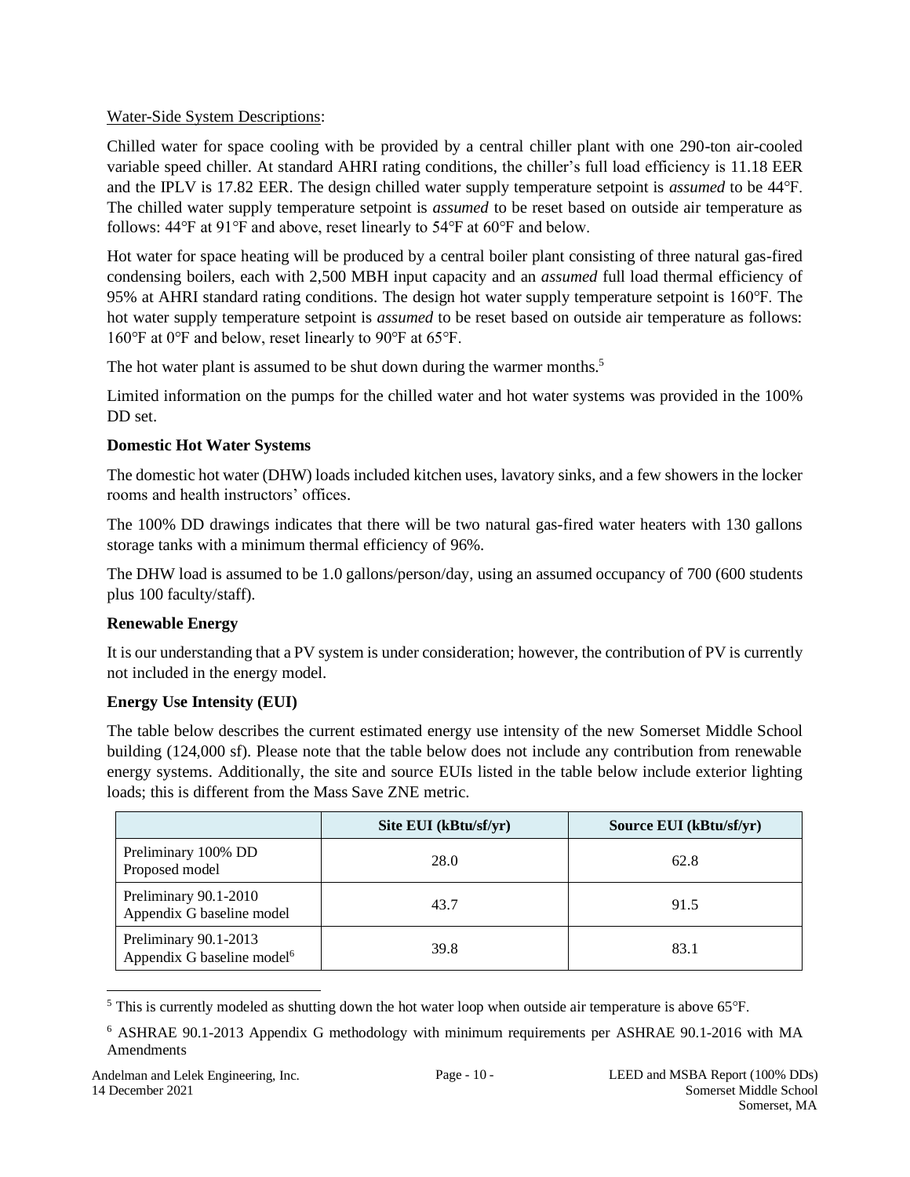Water-Side System Descriptions:

Chilled water for space cooling with be provided by a central chiller plant with one 290-ton air-cooled variable speed chiller. At standard AHRI rating conditions, the chiller's full load efficiency is 11.18 EER and the IPLV is 17.82 EER. The design chilled water supply temperature setpoint is *assumed* to be 44°F. The chilled water supply temperature setpoint is *assumed* to be reset based on outside air temperature as follows: 44°F at 91°F and above, reset linearly to 54°F at 60°F and below.

Hot water for space heating will be produced by a central boiler plant consisting of three natural gas-fired condensing boilers, each with 2,500 MBH input capacity and an *assumed* full load thermal efficiency of 95% at AHRI standard rating conditions. The design hot water supply temperature setpoint is 160°F. The hot water supply temperature setpoint is *assumed* to be reset based on outside air temperature as follows: 160°F at 0°F and below, reset linearly to 90°F at 65°F.

The hot water plant is assumed to be shut down during the warmer months.[5]

Limited information on the pumps for the chilled water and hot water systems was provided in the 100% DD set.

**Domestic Hot Water Systems**

The domestic hot water (DHW) loads included kitchen uses, lavatory sinks, and a few showers in the locker rooms and health instructors' offices.

The 100% DD drawings indicates that there will be two natural gas-fired water heaters with 130 gallons storage tanks with a minimum thermal efficiency of 96%.

The DHW load is assumed to be 1.0 gallons/person/day, using an assumed occupancy of 700 (600 students plus 100 faculty/staff).

**Renewable Energy**

It is our understanding that a PV system is under consideration; however, the contribution of PV is currently not included in the energy model.

**Energy Use Intensity (EUI)**

The table below describes the current estimated energy use intensity of the new Somerset Middle School building (124,000 sf). Please note that the table below does not include any contribution from renewable energy systems. Additionally, the site and source EUIs listed in the table below include exterior lighting loads; this is different from the Mass Save ZNE metric.

| | Site EUI (kBtu/sf/yr) | Source EUI (kBtu/sf/yr) |
|---|---|---|
| Preliminary 100% DD Proposed model | 28.0 | 62.8 |
| Preliminary 90.1-2010 Appendix G baseline model | 43.7 | 91.5 |
| Preliminary 90.1-2013 Appendix G baseline model[6] | 39.8 | 83.1 |

[5] This is currently modeled as shutting down the hot water loop when outside air temperature is above 65°F.

[6] ASHRAE 90.1-2013 Appendix G methodology with minimum requirements per ASHRAE 90.1-2016 with MA Amendments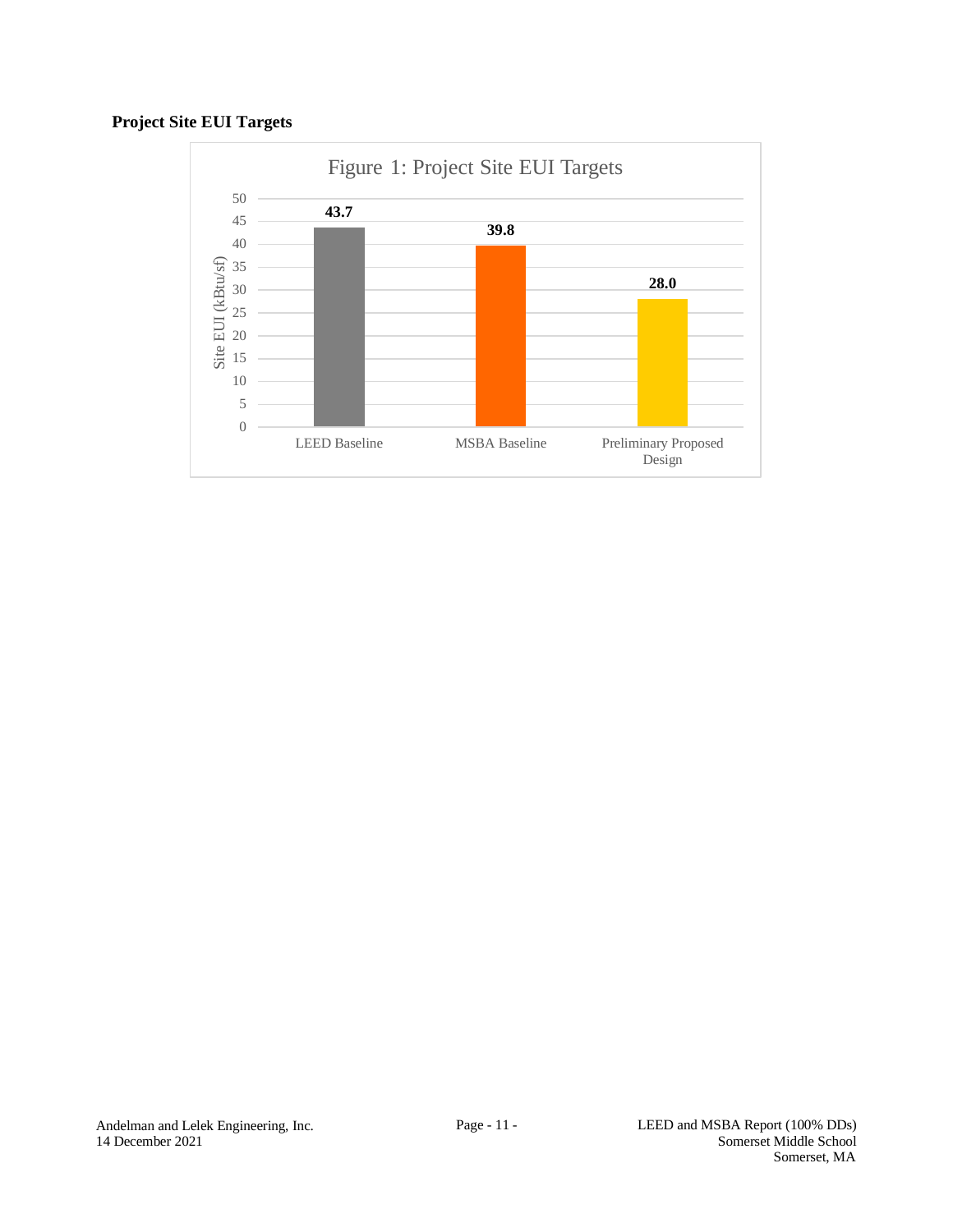**Project Site EUI Targets**

Figure 1: Project Site EUI Targets

| | Site EUI (kBtu/sf) |
|---|---|
| LEED Baseline | 43.7 |
| MSBA Baseline | 39.8 |
| Preliminary Proposed Design | 28.0 |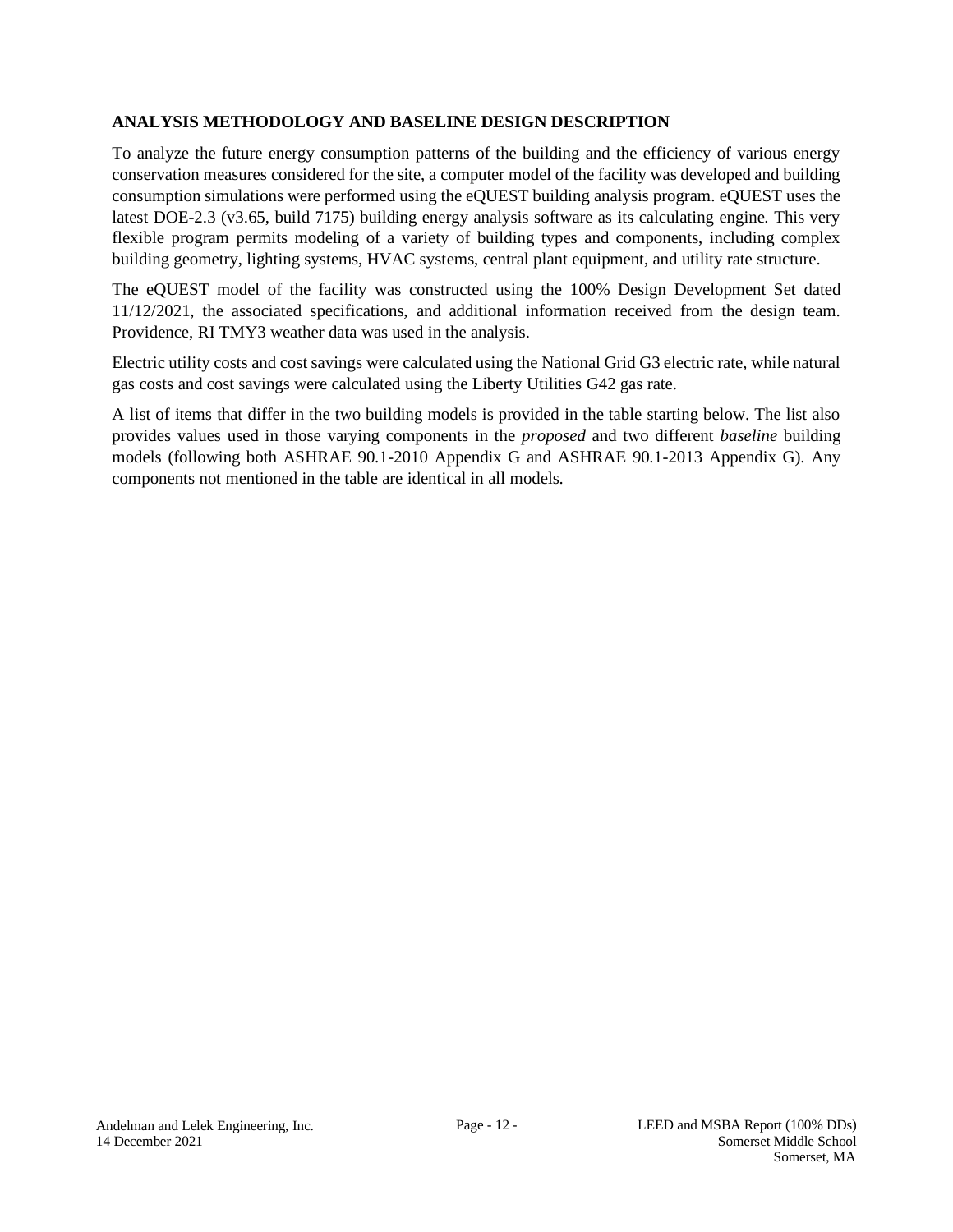## ANALYSIS METHODOLOGY AND BASELINE DESIGN DESCRIPTION

To analyze the future energy consumption patterns of the building and the efficiency of various energy conservation measures considered for the site, a computer model of the facility was developed and building consumption simulations were performed using the eQUEST building analysis program. eQUEST uses the latest DOE-2.3 (v3.65, build 7175) building energy analysis software as its calculating engine. This very flexible program permits modeling of a variety of building types and components, including complex building geometry, lighting systems, HVAC systems, central plant equipment, and utility rate structure.

The eQUEST model of the facility was constructed using the 100% Design Development Set dated 11/12/2021, the associated specifications, and additional information received from the design team. Providence, RI TMY3 weather data was used in the analysis.

Electric utility costs and cost savings were calculated using the National Grid G3 electric rate, while natural gas costs and cost savings were calculated using the Liberty Utilities G42 gas rate.

A list of items that differ in the two building models is provided in the table starting below. The list also provides values used in those varying components in the *proposed* and two different *baseline* building models (following both ASHRAE 90.1-2010 Appendix G and ASHRAE 90.1-2013 Appendix G). Any components not mentioned in the table are identical in all models.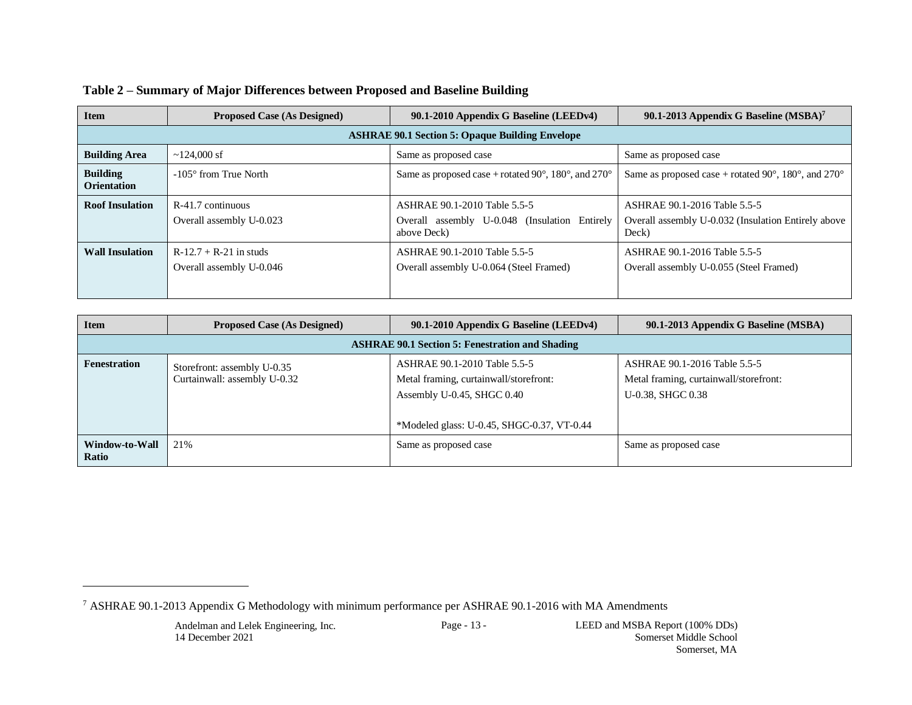**Table 2 – Summary of Major Differences between Proposed and Baseline Building**

| Item | Proposed Case (As Designed) | 90.1-2010 Appendix G Baseline (LEEDv4) | 90.1-2013 Appendix G Baseline (MSBA)[7] |
|---|---|---|---|
| **ASHRAE 90.1 Section 5: Opaque Building Envelope** | | | |
| **Building Area** | ~124,000 sf | Same as proposed case | Same as proposed case |
| **Building Orientation** | -105° from True North | Same as proposed case + rotated 90°, 180°, and 270° | Same as proposed case + rotated 90°, 180°, and 270° |
| **Roof Insulation** | R-41.7 continuous<br>Overall assembly U-0.023 | ASHRAE 90.1-2010 Table 5.5-5<br>Overall assembly U-0.048 (Insulation Entirely above Deck) | ASHRAE 90.1-2016 Table 5.5-5<br>Overall assembly U-0.032 (Insulation Entirely above Deck) |
| **Wall Insulation** | R-12.7 + R-21 in studs<br>Overall assembly U-0.046 | ASHRAE 90.1-2010 Table 5.5-5<br>Overall assembly U-0.064 (Steel Framed) | ASHRAE 90.1-2016 Table 5.5-5<br>Overall assembly U-0.055 (Steel Framed) |
| **ASHRAE 90.1 Section 5: Fenestration and Shading** | | | |
| **Fenestration** | Storefront: assembly U-0.35<br>Curtainwall: assembly U-0.32 | ASHRAE 90.1-2010 Table 5.5-5<br>Metal framing, curtainwall/storefront:<br>Assembly U-0.45, SHGC 0.40<br><br>*Modeled glass: U-0.45, SHGC-0.37, VT-0.44 | ASHRAE 90.1-2016 Table 5.5-5<br>Metal framing, curtainwall/storefront:<br>U-0.38, SHGC 0.38 |
| **Window-to-Wall Ratio** | 21% | Same as proposed case | Same as proposed case |

[7] ASHRAE 90.1-2013 Appendix G Methodology with minimum performance per ASHRAE 90.1-2016 with MA Amendments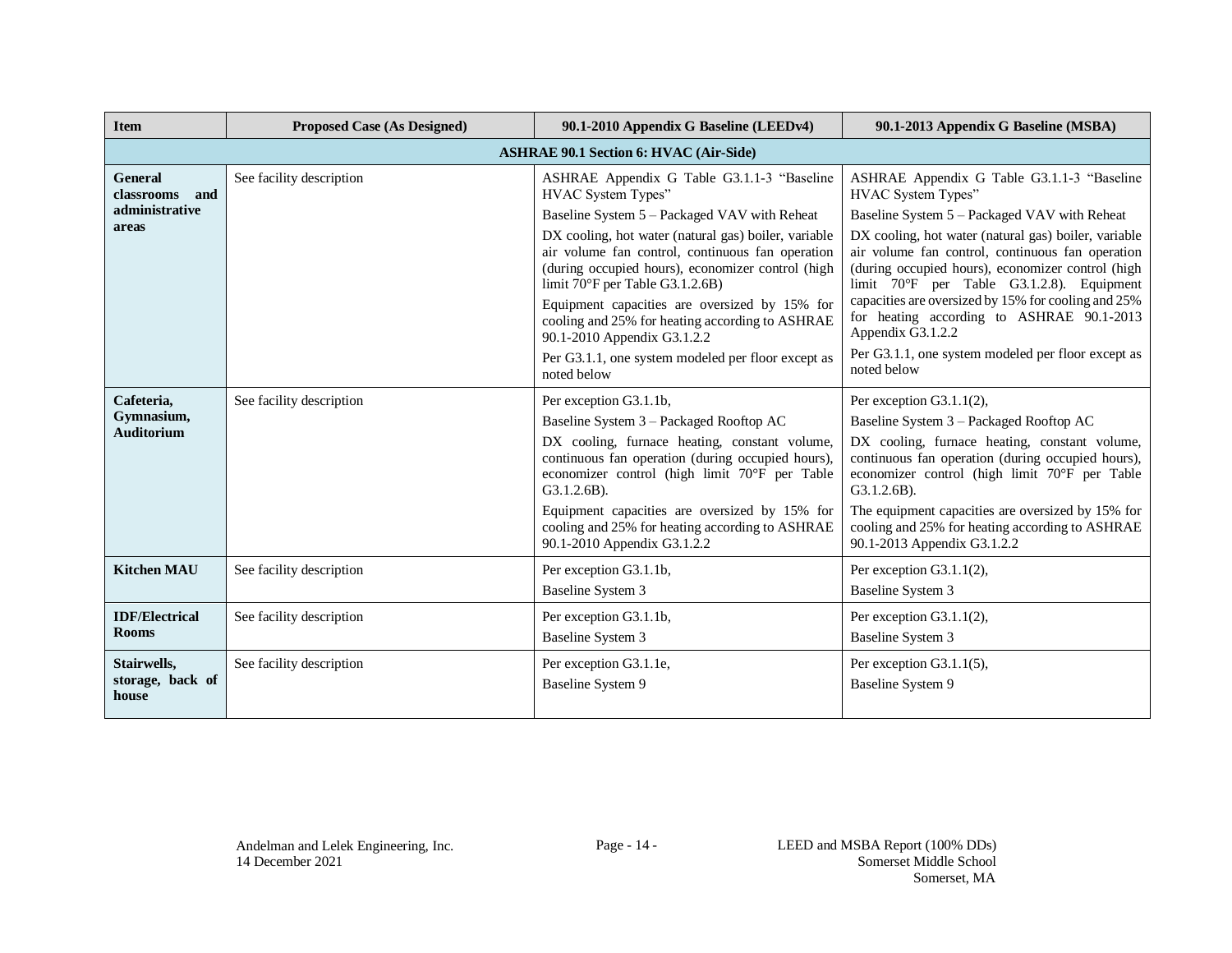| Item | Proposed Case (As Designed) | 90.1-2010 Appendix G Baseline (LEEDv4) | 90.1-2013 Appendix G Baseline (MSBA) |
|---|---|---|---|
| **ASHRAE 90.1 Section 6: HVAC (Air-Side)** | | | |
| **General classrooms and administrative areas** | See facility description | ASHRAE Appendix G Table G3.1.1-3 "Baseline HVAC System Types"<br><br>Baseline System 5 – Packaged VAV with Reheat<br><br>DX cooling, hot water (natural gas) boiler, variable air volume fan control, continuous fan operation (during occupied hours), economizer control (high limit 70°F per Table G3.1.2.6B)<br><br>Equipment capacities are oversized by 15% for cooling and 25% for heating according to ASHRAE 90.1-2010 Appendix G3.1.2.2<br><br>Per G3.1.1, one system modeled per floor except as noted below | ASHRAE Appendix G Table G3.1.1-3 "Baseline HVAC System Types"<br><br>Baseline System 5 – Packaged VAV with Reheat<br><br>DX cooling, hot water (natural gas) boiler, variable air volume fan control, continuous fan operation (during occupied hours), economizer control (high limit 70°F per Table G3.1.2.8). Equipment capacities are oversized by 15% for cooling and 25% for heating according to ASHRAE 90.1-2013 Appendix G3.1.2.2<br><br>Per G3.1.1, one system modeled per floor except as noted below |
| **Cafeteria, Gymnasium, Auditorium** | See facility description | Per exception G3.1.1b,<br><br>Baseline System 3 – Packaged Rooftop AC<br><br>DX cooling, furnace heating, constant volume, continuous fan operation (during occupied hours), economizer control (high limit 70°F per Table G3.1.2.6B).<br><br>Equipment capacities are oversized by 15% for cooling and 25% for heating according to ASHRAE 90.1-2010 Appendix G3.1.2.2 | Per exception G3.1.1(2),<br><br>Baseline System 3 – Packaged Rooftop AC<br><br>DX cooling, furnace heating, constant volume, continuous fan operation (during occupied hours), economizer control (high limit 70°F per Table G3.1.2.6B).<br><br>The equipment capacities are oversized by 15% for cooling and 25% for heating according to ASHRAE 90.1-2013 Appendix G3.1.2.2 |
| **Kitchen MAU** | See facility description | Per exception G3.1.1b,<br><br>Baseline System 3 | Per exception G3.1.1(2),<br><br>Baseline System 3 |
| **IDF/Electrical Rooms** | See facility description | Per exception G3.1.1b,<br><br>Baseline System 3 | Per exception G3.1.1(2),<br><br>Baseline System 3 |
| **Stairwells, storage, back of house** | See facility description | Per exception G3.1.1e,<br><br>Baseline System 9 | Per exception G3.1.1(5),<br><br>Baseline System 9 |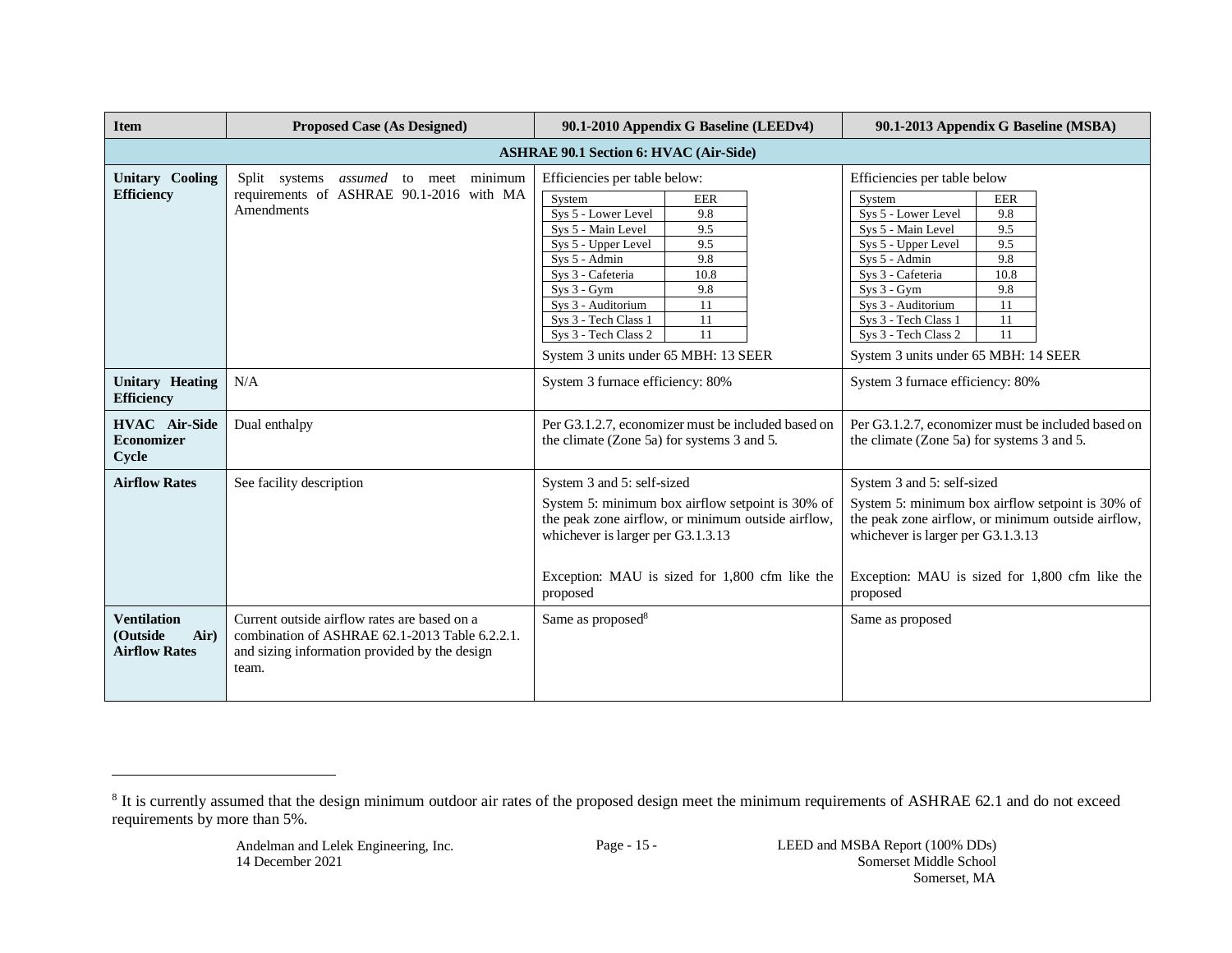| Item | Proposed Case (As Designed) | 90.1-2010 Appendix G Baseline (LEEDv4) | 90.1-2013 Appendix G Baseline (MSBA) |
| --- | --- | --- | --- |
| **ASHRAE 90.1 Section 6: HVAC (Air-Side)** | | | |
| **Unitary Cooling Efficiency** | Split systems *assumed* to meet minimum requirements of ASHRAE 90.1-2016 with MA Amendments | Efficiencies per table below:<br><br>System / EER<br>Sys 5 - Lower Level: 9.8<br>Sys 5 - Main Level: 9.5<br>Sys 5 - Upper Level: 9.5<br>Sys 5 - Admin: 9.8<br>Sys 3 - Cafeteria: 10.8<br>Sys 3 - Gym: 9.8<br>Sys 3 - Auditorium: 11<br>Sys 3 - Tech Class 1: 11<br>Sys 3 - Tech Class 2: 11<br><br>System 3 units under 65 MBH: 13 SEER | Efficiencies per table below<br><br>System / EER<br>Sys 5 - Lower Level: 9.8<br>Sys 5 - Main Level: 9.5<br>Sys 5 - Upper Level: 9.5<br>Sys 5 - Admin: 9.8<br>Sys 3 - Cafeteria: 10.8<br>Sys 3 - Gym: 9.8<br>Sys 3 - Auditorium: 11<br>Sys 3 - Tech Class 1: 11<br>Sys 3 - Tech Class 2: 11<br><br>System 3 units under 65 MBH: 14 SEER |
| **Unitary Heating Efficiency** | N/A | System 3 furnace efficiency: 80% | System 3 furnace efficiency: 80% |
| **HVAC Air-Side Economizer Cycle** | Dual enthalpy | Per G3.1.2.7, economizer must be included based on the climate (Zone 5a) for systems 3 and 5. | Per G3.1.2.7, economizer must be included based on the climate (Zone 5a) for systems 3 and 5. |
| **Airflow Rates** | See facility description | System 3 and 5: self-sized<br><br>System 5: minimum box airflow setpoint is 30% of the peak zone airflow, or minimum outside airflow, whichever is larger per G3.1.3.13<br><br>Exception: MAU is sized for 1,800 cfm like the proposed | System 3 and 5: self-sized<br><br>System 5: minimum box airflow setpoint is 30% of the peak zone airflow, or minimum outside airflow, whichever is larger per G3.1.3.13<br><br>Exception: MAU is sized for 1,800 cfm like the proposed |
| **Ventilation (Outside Air) Airflow Rates** | Current outside airflow rates are based on a combination of ASHRAE 62.1-2013 Table 6.2.2.1. and sizing information provided by the design team. | Same as proposed[8] | Same as proposed |

[8] It is currently assumed that the design minimum outdoor air rates of the proposed design meet the minimum requirements of ASHRAE 62.1 and do not exceed requirements by more than 5%.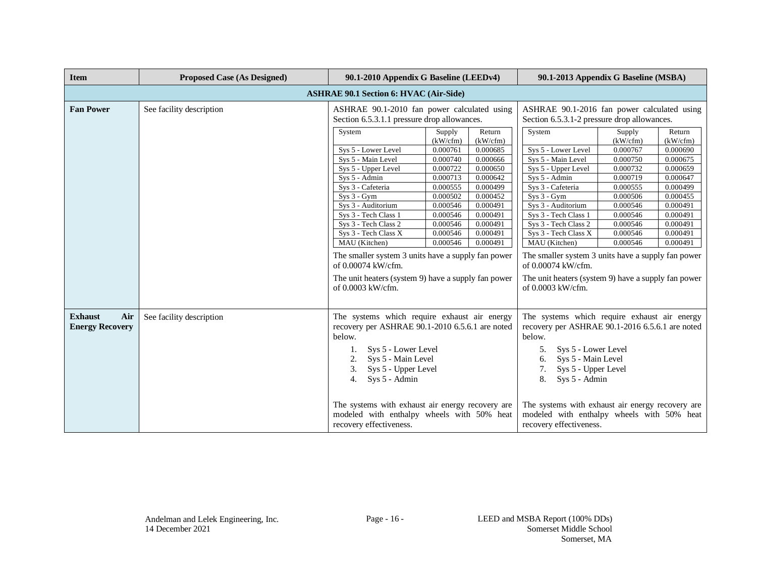| Item | Proposed Case (As Designed) | 90.1-2010 Appendix G Baseline (LEEDv4) | 90.1-2013 Appendix G Baseline (MSBA) |
|---|---|---|---|
| **ASHRAE 90.1 Section 6: HVAC (Air-Side)** | | | |
| **Fan Power** | See facility description | ASHRAE 90.1-2010 fan power calculated using Section 6.5.3.1.1 pressure drop allowances. (see table below) The smaller system 3 units have a supply fan power of 0.00074 kW/cfm. The unit heaters (system 9) have a supply fan power of 0.0003 kW/cfm. | ASHRAE 90.1-2016 fan power calculated using Section 6.5.3.1-2 pressure drop allowances. (see table below) The smaller system 3 units have a supply fan power of 0.00074 kW/cfm. The unit heaters (system 9) have a supply fan power of 0.0003 kW/cfm. |
| **Exhaust Air Energy Recovery** | See facility description | The systems which require exhaust air energy recovery per ASHRAE 90.1-2010 6.5.6.1 are noted below.<br>1. Sys 5 - Lower Level<br>2. Sys 5 - Main Level<br>3. Sys 5 - Upper Level<br>4. Sys 5 - Admin<br><br>The systems with exhaust air energy recovery are modeled with enthalpy wheels with 50% heat recovery effectiveness. | The systems which require exhaust air energy recovery per ASHRAE 90.1-2016 6.5.6.1 are noted below.<br>5. Sys 5 - Lower Level<br>6. Sys 5 - Main Level<br>7. Sys 5 - Upper Level<br>8. Sys 5 - Admin<br><br>The systems with exhaust air energy recovery are modeled with enthalpy wheels with 50% heat recovery effectiveness. |

**90.1-2010 Appendix G Baseline (LEEDv4) – Fan Power**

| System | Supply (kW/cfm) | Return (kW/cfm) |
|---|---|---|
| Sys 5 - Lower Level | 0.000761 | 0.000685 |
| Sys 5 - Main Level | 0.000740 | 0.000666 |
| Sys 5 - Upper Level | 0.000722 | 0.000650 |
| Sys 5 - Admin | 0.000713 | 0.000642 |
| Sys 3 - Cafeteria | 0.000555 | 0.000499 |
| Sys 3 - Gym | 0.000502 | 0.000452 |
| Sys 3 - Auditorium | 0.000546 | 0.000491 |
| Sys 3 - Tech Class 1 | 0.000546 | 0.000491 |
| Sys 3 - Tech Class 2 | 0.000546 | 0.000491 |
| Sys 3 - Tech Class X | 0.000546 | 0.000491 |
| MAU (Kitchen) | 0.000546 | 0.000491 |

**90.1-2013 Appendix G Baseline (MSBA) – Fan Power**

| System | Supply (kW/cfm) | Return (kW/cfm) |
|---|---|---|
| Sys 5 - Lower Level | 0.000767 | 0.000690 |
| Sys 5 - Main Level | 0.000750 | 0.000675 |
| Sys 5 - Upper Level | 0.000732 | 0.000659 |
| Sys 5 - Admin | 0.000719 | 0.000647 |
| Sys 3 - Cafeteria | 0.000555 | 0.000499 |
| Sys 3 - Gym | 0.000506 | 0.000455 |
| Sys 3 - Auditorium | 0.000546 | 0.000491 |
| Sys 3 - Tech Class 1 | 0.000546 | 0.000491 |
| Sys 3 - Tech Class 2 | 0.000546 | 0.000491 |
| Sys 3 - Tech Class X | 0.000546 | 0.000491 |
| MAU (Kitchen) | 0.000546 | 0.000491 |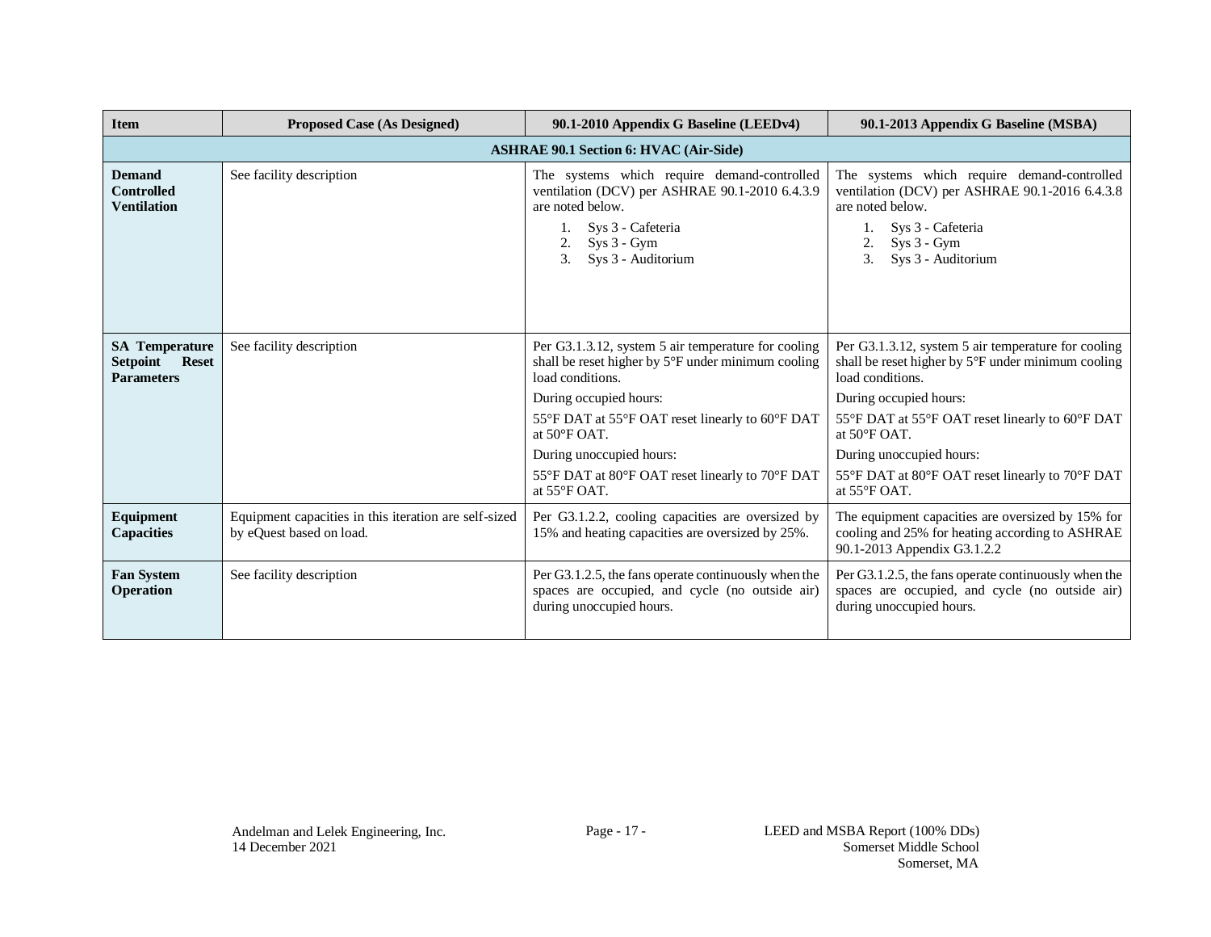| Item | Proposed Case (As Designed) | 90.1-2010 Appendix G Baseline (LEEDv4) | 90.1-2013 Appendix G Baseline (MSBA) |
|---|---|---|---|
| **ASHRAE 90.1 Section 6: HVAC (Air-Side)** | | | |
| **Demand Controlled Ventilation** | See facility description | The systems which require demand-controlled ventilation (DCV) per ASHRAE 90.1-2010 6.4.3.9 are noted below.<br>1. Sys 3 - Cafeteria<br>2. Sys 3 - Gym<br>3. Sys 3 - Auditorium | The systems which require demand-controlled ventilation (DCV) per ASHRAE 90.1-2016 6.4.3.8 are noted below.<br>1. Sys 3 - Cafeteria<br>2. Sys 3 - Gym<br>3. Sys 3 - Auditorium |
| **SA Temperature Setpoint Reset Parameters** | See facility description | Per G3.1.3.12, system 5 air temperature for cooling shall be reset higher by 5°F under minimum cooling load conditions.<br>During occupied hours:<br>55°F DAT at 55°F OAT reset linearly to 60°F DAT at 50°F OAT.<br>During unoccupied hours:<br>55°F DAT at 80°F OAT reset linearly to 70°F DAT at 55°F OAT. | Per G3.1.3.12, system 5 air temperature for cooling shall be reset higher by 5°F under minimum cooling load conditions.<br>During occupied hours:<br>55°F DAT at 55°F OAT reset linearly to 60°F DAT at 50°F OAT.<br>During unoccupied hours:<br>55°F DAT at 80°F OAT reset linearly to 70°F DAT at 55°F OAT. |
| **Equipment Capacities** | Equipment capacities in this iteration are self-sized by eQuest based on load. | Per G3.1.2.2, cooling capacities are oversized by 15% and heating capacities are oversized by 25%. | The equipment capacities are oversized by 15% for cooling and 25% for heating according to ASHRAE 90.1-2013 Appendix G3.1.2.2 |
| **Fan System Operation** | See facility description | Per G3.1.2.5, the fans operate continuously when the spaces are occupied, and cycle (no outside air) during unoccupied hours. | Per G3.1.2.5, the fans operate continuously when the spaces are occupied, and cycle (no outside air) during unoccupied hours. |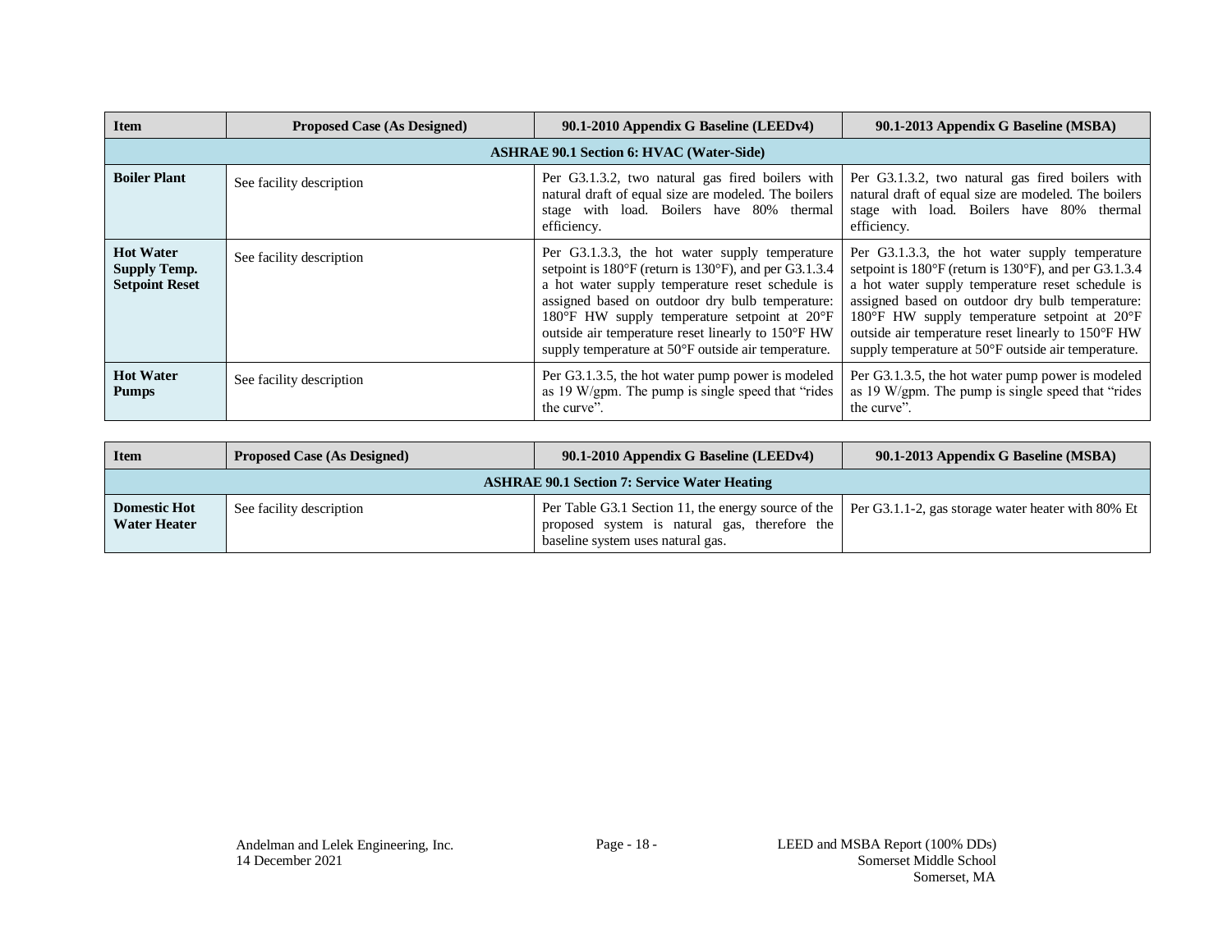| Item | Proposed Case (As Designed) | 90.1-2010 Appendix G Baseline (LEEDv4) | 90.1-2013 Appendix G Baseline (MSBA) |
|---|---|---|---|
| **ASHRAE 90.1 Section 6: HVAC (Water-Side)** | | | |
| **Boiler Plant** | See facility description | Per G3.1.3.2, two natural gas fired boilers with natural draft of equal size are modeled. The boilers stage with load. Boilers have 80% thermal efficiency. | Per G3.1.3.2, two natural gas fired boilers with natural draft of equal size are modeled. The boilers stage with load. Boilers have 80% thermal efficiency. |
| **Hot Water Supply Temp. Setpoint Reset** | See facility description | Per G3.1.3.3, the hot water supply temperature setpoint is 180°F (return is 130°F), and per G3.1.3.4 a hot water supply temperature reset schedule is assigned based on outdoor dry bulb temperature: 180°F HW supply temperature setpoint at 20°F outside air temperature reset linearly to 150°F HW supply temperature at 50°F outside air temperature. | Per G3.1.3.3, the hot water supply temperature setpoint is 180°F (return is 130°F), and per G3.1.3.4 a hot water supply temperature reset schedule is assigned based on outdoor dry bulb temperature: 180°F HW supply temperature setpoint at 20°F outside air temperature reset linearly to 150°F HW supply temperature at 50°F outside air temperature. |
| **Hot Water Pumps** | See facility description | Per G3.1.3.5, the hot water pump power is modeled as 19 W/gpm. The pump is single speed that "rides the curve". | Per G3.1.3.5, the hot water pump power is modeled as 19 W/gpm. The pump is single speed that "rides the curve". |

| Item | Proposed Case (As Designed) | 90.1-2010 Appendix G Baseline (LEEDv4) | 90.1-2013 Appendix G Baseline (MSBA) |
|---|---|---|---|
| **ASHRAE 90.1 Section 7: Service Water Heating** | | | |
| **Domestic Hot Water Heater** | See facility description | Per Table G3.1 Section 11, the energy source of the proposed system is natural gas, therefore the baseline system uses natural gas. | Per G3.1.1-2, gas storage water heater with 80% Et |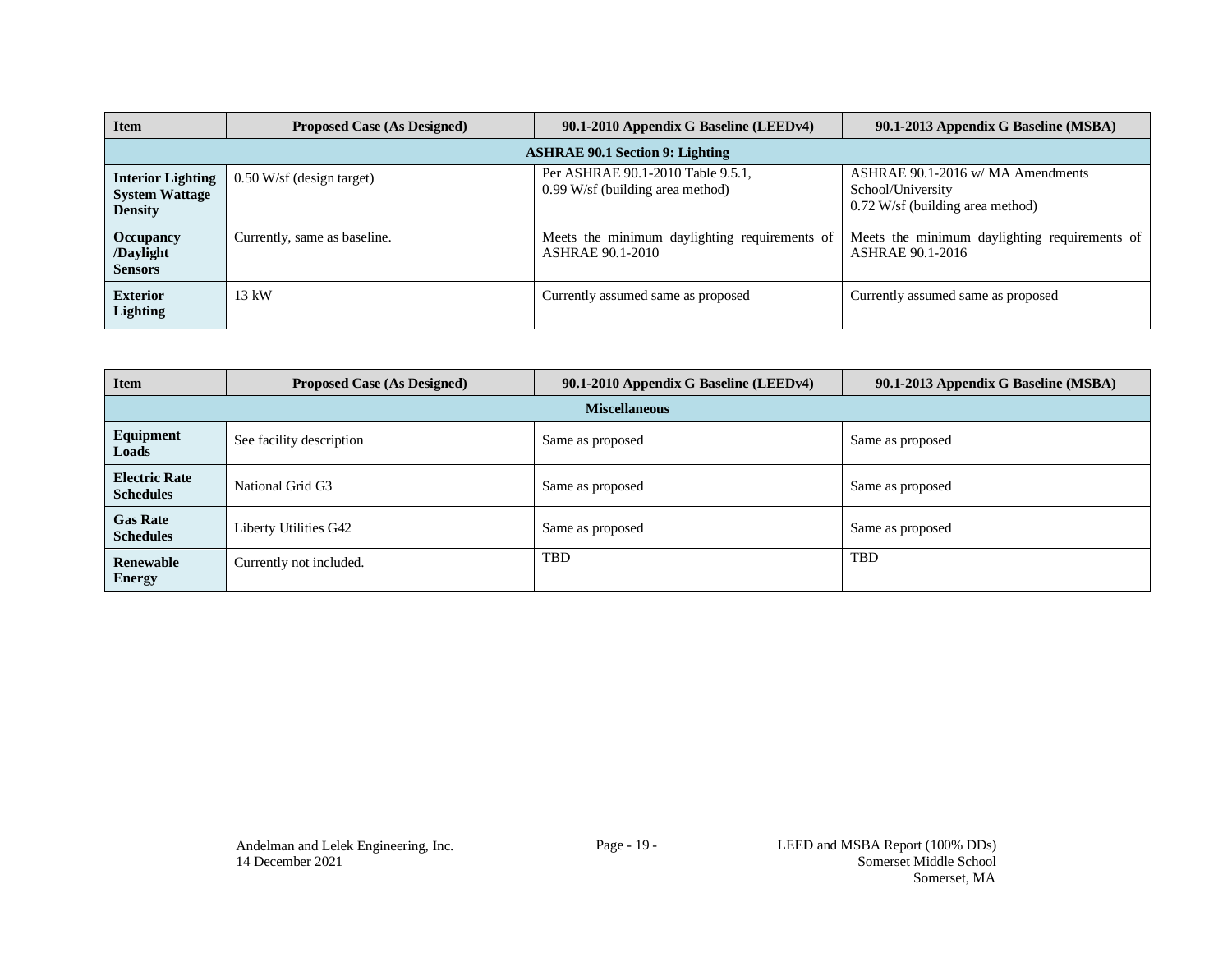| Item | Proposed Case (As Designed) | 90.1-2010 Appendix G Baseline (LEEDv4) | 90.1-2013 Appendix G Baseline (MSBA) |
|---|---|---|---|
| **ASHRAE 90.1 Section 9: Lighting** | | | |
| **Interior Lighting System Wattage Density** | 0.50 W/sf (design target) | Per ASHRAE 90.1-2010 Table 9.5.1, 0.99 W/sf (building area method) | ASHRAE 90.1-2016 w/ MA Amendments School/University 0.72 W/sf (building area method) |
| **Occupancy /Daylight Sensors** | Currently, same as baseline. | Meets the minimum daylighting requirements of ASHRAE 90.1-2010 | Meets the minimum daylighting requirements of ASHRAE 90.1-2016 |
| **Exterior Lighting** | 13 kW | Currently assumed same as proposed | Currently assumed same as proposed |

| Item | Proposed Case (As Designed) | 90.1-2010 Appendix G Baseline (LEEDv4) | 90.1-2013 Appendix G Baseline (MSBA) |
|---|---|---|---|
| **Miscellaneous** | | | |
| **Equipment Loads** | See facility description | Same as proposed | Same as proposed |
| **Electric Rate Schedules** | National Grid G3 | Same as proposed | Same as proposed |
| **Gas Rate Schedules** | Liberty Utilities G42 | Same as proposed | Same as proposed |
| **Renewable Energy** | Currently not included. | TBD | TBD |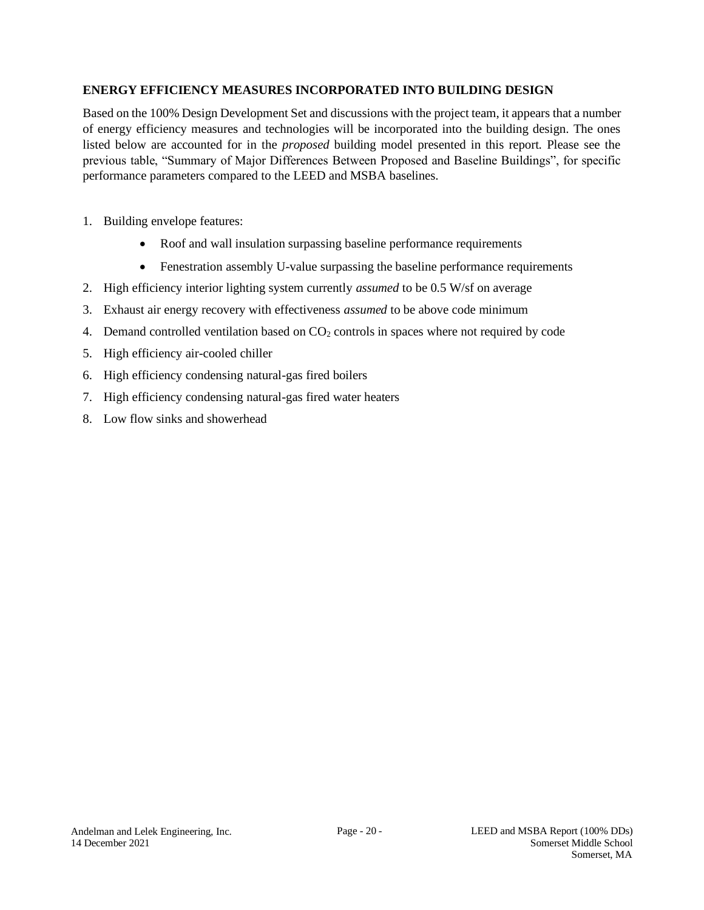## ENERGY EFFICIENCY MEASURES INCORPORATED INTO BUILDING DESIGN

Based on the 100% Design Development Set and discussions with the project team, it appears that a number of energy efficiency measures and technologies will be incorporated into the building design. The ones listed below are accounted for in the *proposed* building model presented in this report. Please see the previous table, "Summary of Major Differences Between Proposed and Baseline Buildings", for specific performance parameters compared to the LEED and MSBA baselines.

1. Building envelope features:
    - Roof and wall insulation surpassing baseline performance requirements
    - Fenestration assembly U-value surpassing the baseline performance requirements
2. High efficiency interior lighting system currently *assumed* to be 0.5 W/sf on average
3. Exhaust air energy recovery with effectiveness *assumed* to be above code minimum
4. Demand controlled ventilation based on $CO_2$ controls in spaces where not required by code
5. High efficiency air-cooled chiller
6. High efficiency condensing natural-gas fired boilers
7. High efficiency condensing natural-gas fired water heaters
8. Low flow sinks and showerhead